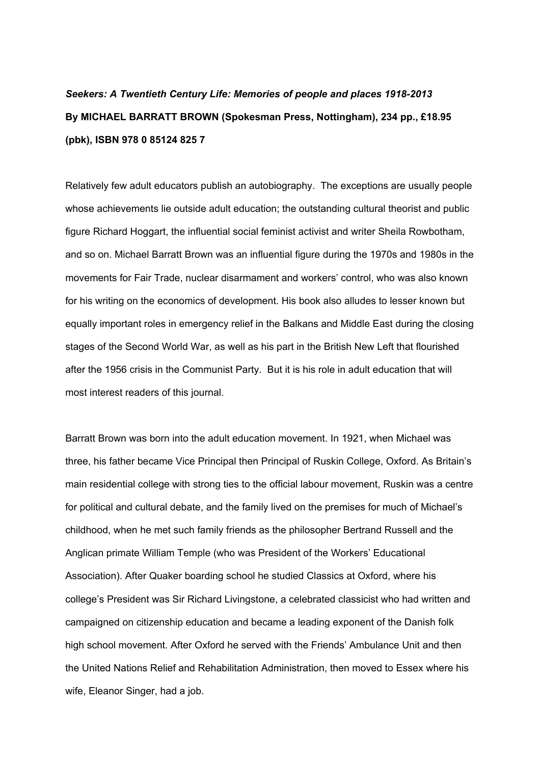***Seekers: A Twentieth Century Life: Memories of people and places 1918-2013***

**By MICHAEL BARRATT BROWN (Spokesman Press, Nottingham), 234 pp., £18.95 (pbk), ISBN 978 0 85124 825 7**

Relatively few adult educators publish an autobiography. The exceptions are usually people whose achievements lie outside adult education; the outstanding cultural theorist and public figure Richard Hoggart, the influential social feminist activist and writer Sheila Rowbotham, and so on. Michael Barratt Brown was an influential figure during the 1970s and 1980s in the movements for Fair Trade, nuclear disarmament and workers' control, who was also known for his writing on the economics of development. His book also alludes to lesser known but equally important roles in emergency relief in the Balkans and Middle East during the closing stages of the Second World War, as well as his part in the British New Left that flourished after the 1956 crisis in the Communist Party. But it is his role in adult education that will most interest readers of this journal.

Barratt Brown was born into the adult education movement. In 1921, when Michael was three, his father became Vice Principal then Principal of Ruskin College, Oxford. As Britain's main residential college with strong ties to the official labour movement, Ruskin was a centre for political and cultural debate, and the family lived on the premises for much of Michael's childhood, when he met such family friends as the philosopher Bertrand Russell and the Anglican primate William Temple (who was President of the Workers' Educational Association). After Quaker boarding school he studied Classics at Oxford, where his college's President was Sir Richard Livingstone, a celebrated classicist who had written and campaigned on citizenship education and became a leading exponent of the Danish folk high school movement. After Oxford he served with the Friends' Ambulance Unit and then the United Nations Relief and Rehabilitation Administration, then moved to Essex where his wife, Eleanor Singer, had a job.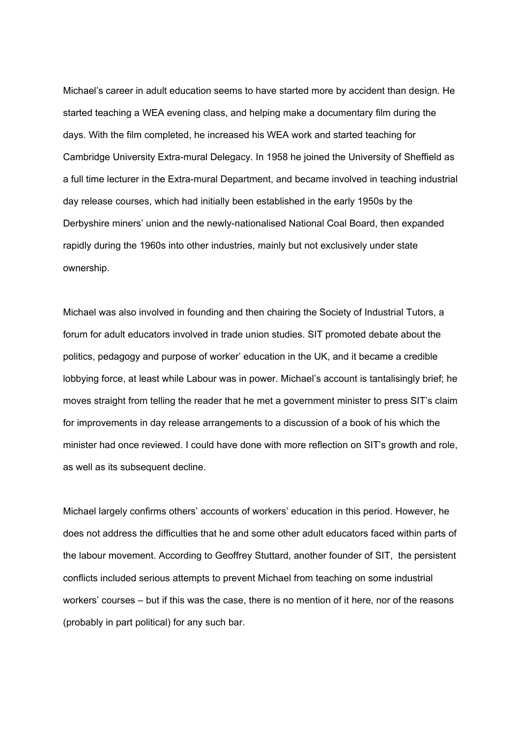Michael's career in adult education seems to have started more by accident than design. He started teaching a WEA evening class, and helping make a documentary film during the days. With the film completed, he increased his WEA work and started teaching for Cambridge University Extra-mural Delegacy. In 1958 he joined the University of Sheffield as a full time lecturer in the Extra-mural Department, and became involved in teaching industrial day release courses, which had initially been established in the early 1950s by the Derbyshire miners' union and the newly-nationalised National Coal Board, then expanded rapidly during the 1960s into other industries, mainly but not exclusively under state ownership.

Michael was also involved in founding and then chairing the Society of Industrial Tutors, a forum for adult educators involved in trade union studies. SIT promoted debate about the politics, pedagogy and purpose of worker' education in the UK, and it became a credible lobbying force, at least while Labour was in power. Michael's account is tantalisingly brief; he moves straight from telling the reader that he met a government minister to press SIT's claim for improvements in day release arrangements to a discussion of a book of his which the minister had once reviewed. I could have done with more reflection on SIT's growth and role, as well as its subsequent decline.

Michael largely confirms others' accounts of workers' education in this period. However, he does not address the difficulties that he and some other adult educators faced within parts of the labour movement. According to Geoffrey Stuttard, another founder of SIT, the persistent conflicts included serious attempts to prevent Michael from teaching on some industrial workers' courses – but if this was the case, there is no mention of it here, nor of the reasons (probably in part political) for any such bar.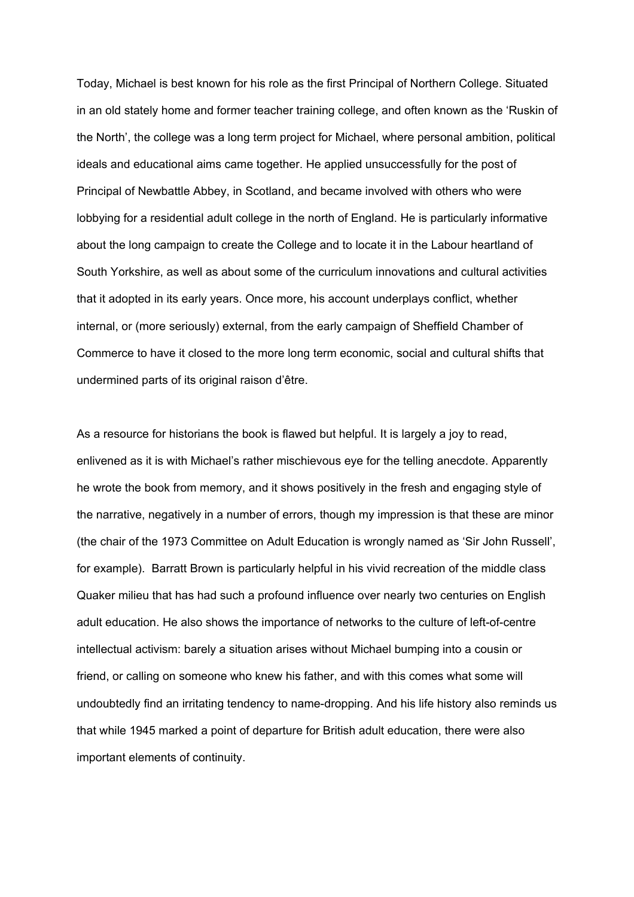Today, Michael is best known for his role as the first Principal of Northern College. Situated in an old stately home and former teacher training college, and often known as the 'Ruskin of the North', the college was a long term project for Michael, where personal ambition, political ideals and educational aims came together. He applied unsuccessfully for the post of Principal of Newbattle Abbey, in Scotland, and became involved with others who were lobbying for a residential adult college in the north of England. He is particularly informative about the long campaign to create the College and to locate it in the Labour heartland of South Yorkshire, as well as about some of the curriculum innovations and cultural activities that it adopted in its early years. Once more, his account underplays conflict, whether internal, or (more seriously) external, from the early campaign of Sheffield Chamber of Commerce to have it closed to the more long term economic, social and cultural shifts that undermined parts of its original raison d'être.

As a resource for historians the book is flawed but helpful. It is largely a joy to read, enlivened as it is with Michael's rather mischievous eye for the telling anecdote. Apparently he wrote the book from memory, and it shows positively in the fresh and engaging style of the narrative, negatively in a number of errors, though my impression is that these are minor (the chair of the 1973 Committee on Adult Education is wrongly named as 'Sir John Russell', for example). Barratt Brown is particularly helpful in his vivid recreation of the middle class Quaker milieu that has had such a profound influence over nearly two centuries on English adult education. He also shows the importance of networks to the culture of left-of-centre intellectual activism: barely a situation arises without Michael bumping into a cousin or friend, or calling on someone who knew his father, and with this comes what some will undoubtedly find an irritating tendency to name-dropping. And his life history also reminds us that while 1945 marked a point of departure for British adult education, there were also important elements of continuity.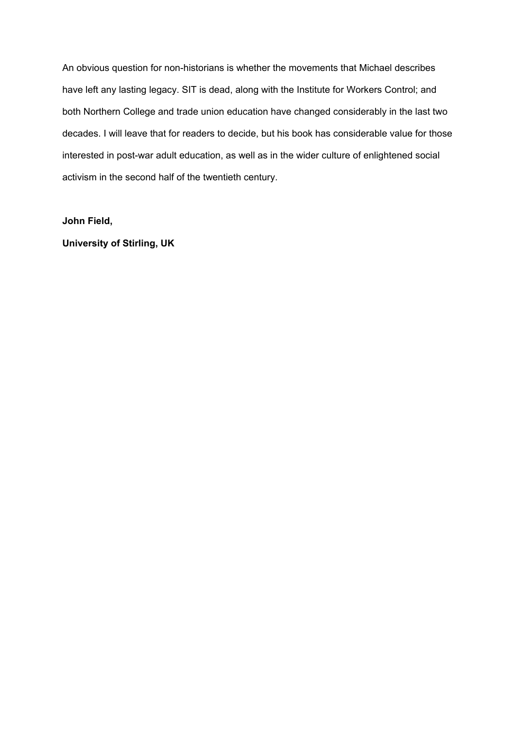An obvious question for non-historians is whether the movements that Michael describes have left any lasting legacy. SIT is dead, along with the Institute for Workers Control; and both Northern College and trade union education have changed considerably in the last two decades. I will leave that for readers to decide, but his book has considerable value for those interested in post-war adult education, as well as in the wider culture of enlightened social activism in the second half of the twentieth century.

**John Field,**

**University of Stirling, UK**